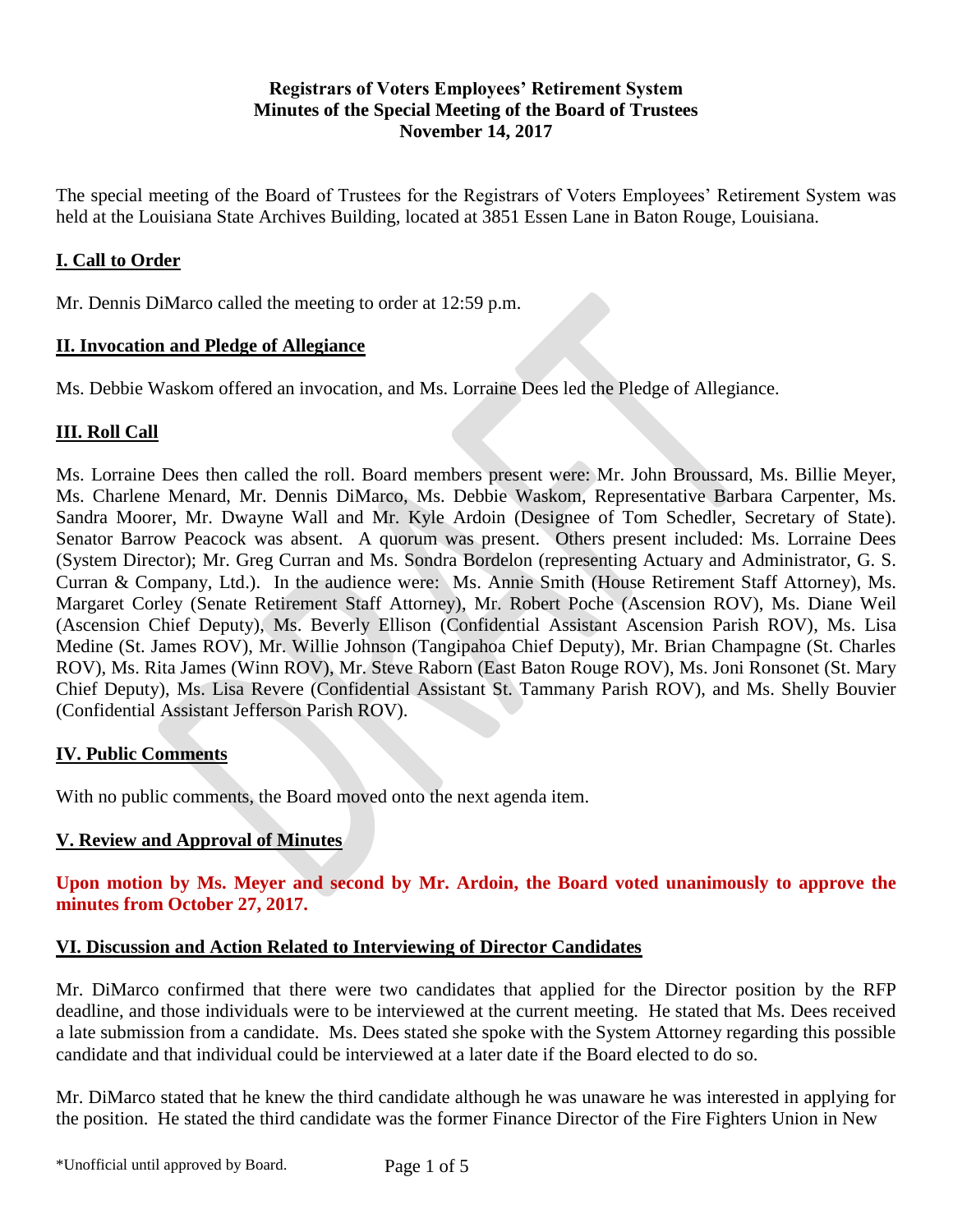**Registrars of Voters Employees' Retirement System**
**Minutes of the Special Meeting of the Board of Trustees**
**November 14, 2017**

The special meeting of the Board of Trustees for the Registrars of Voters Employees' Retirement System was held at the Louisiana State Archives Building, located at 3851 Essen Lane in Baton Rouge, Louisiana.

## I. Call to Order

Mr. Dennis DiMarco called the meeting to order at 12:59 p.m.

## II. Invocation and Pledge of Allegiance

Ms. Debbie Waskom offered an invocation, and Ms. Lorraine Dees led the Pledge of Allegiance.

## III. Roll Call

Ms. Lorraine Dees then called the roll. Board members present were: Mr. John Broussard, Ms. Billie Meyer, Ms. Charlene Menard, Mr. Dennis DiMarco, Ms. Debbie Waskom, Representative Barbara Carpenter, Ms. Sandra Moorer, Mr. Dwayne Wall and Mr. Kyle Ardoin (Designee of Tom Schedler, Secretary of State). Senator Barrow Peacock was absent. A quorum was present. Others present included: Ms. Lorraine Dees (System Director); Mr. Greg Curran and Ms. Sondra Bordelon (representing Actuary and Administrator, G. S. Curran & Company, Ltd.). In the audience were: Ms. Annie Smith (House Retirement Staff Attorney), Ms. Margaret Corley (Senate Retirement Staff Attorney), Mr. Robert Poche (Ascension ROV), Ms. Diane Weil (Ascension Chief Deputy), Ms. Beverly Ellison (Confidential Assistant Ascension Parish ROV), Ms. Lisa Medine (St. James ROV), Mr. Willie Johnson (Tangipahoa Chief Deputy), Mr. Brian Champagne (St. Charles ROV), Ms. Rita James (Winn ROV), Mr. Steve Raborn (East Baton Rouge ROV), Ms. Joni Ronsonet (St. Mary Chief Deputy), Ms. Lisa Revere (Confidential Assistant St. Tammany Parish ROV), and Ms. Shelly Bouvier (Confidential Assistant Jefferson Parish ROV).

## IV. Public Comments

With no public comments, the Board moved onto the next agenda item.

## V. Review and Approval of Minutes

**Upon motion by Ms. Meyer and second by Mr. Ardoin, the Board voted unanimously to approve the minutes from October 27, 2017.**

## VI. Discussion and Action Related to Interviewing of Director Candidates

Mr. DiMarco confirmed that there were two candidates that applied for the Director position by the RFP deadline, and those individuals were to be interviewed at the current meeting. He stated that Ms. Dees received a late submission from a candidate. Ms. Dees stated she spoke with the System Attorney regarding this possible candidate and that individual could be interviewed at a later date if the Board elected to do so.

Mr. DiMarco stated that he knew the third candidate although he was unaware he was interested in applying for the position. He stated the third candidate was the former Finance Director of the Fire Fighters Union in New

*Unofficial until approved by Board.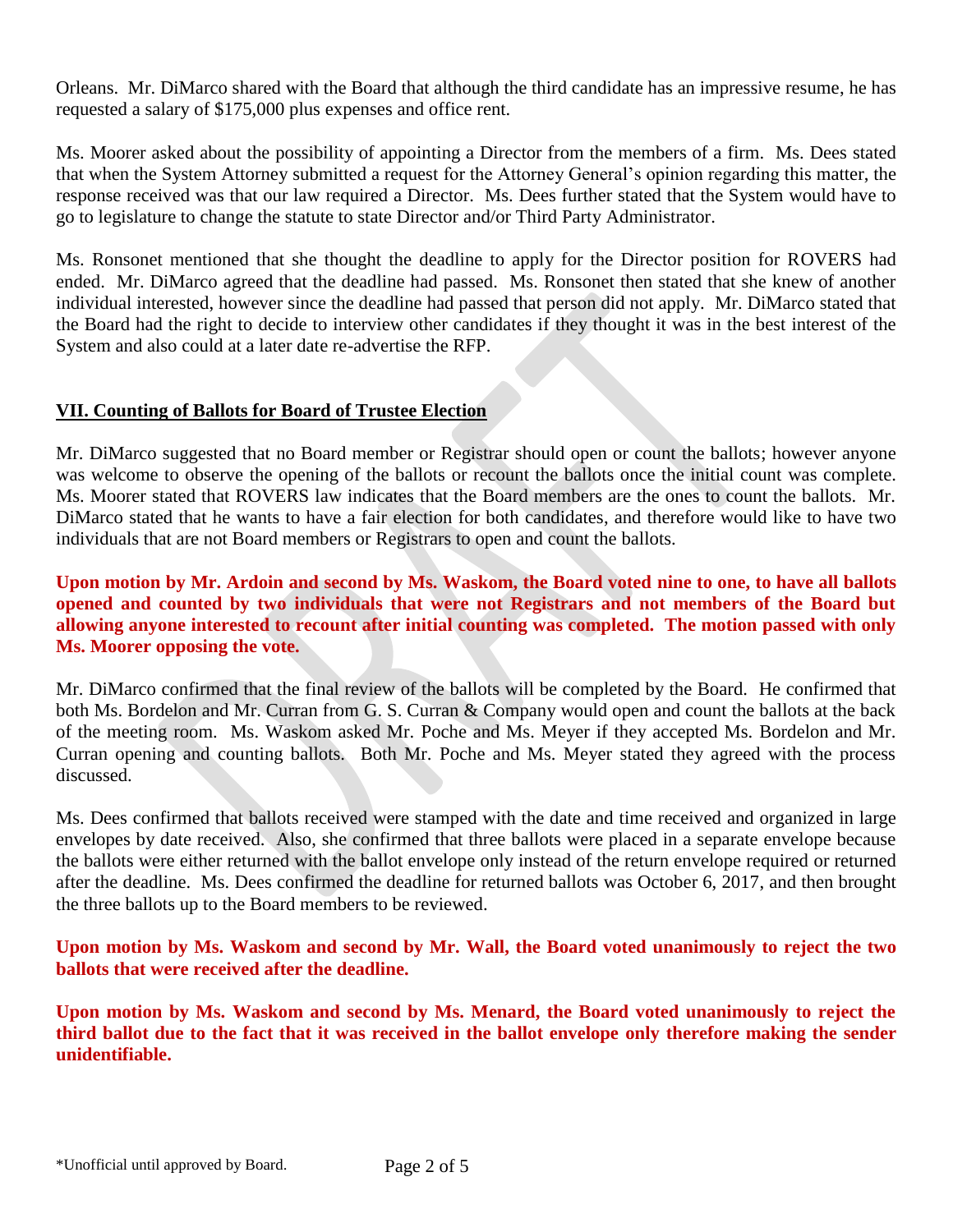Orleans. Mr. DiMarco shared with the Board that although the third candidate has an impressive resume, he has requested a salary of $175,000 plus expenses and office rent.

Ms. Moorer asked about the possibility of appointing a Director from the members of a firm. Ms. Dees stated that when the System Attorney submitted a request for the Attorney General's opinion regarding this matter, the response received was that our law required a Director. Ms. Dees further stated that the System would have to go to legislature to change the statute to state Director and/or Third Party Administrator.

Ms. Ronsonet mentioned that she thought the deadline to apply for the Director position for ROVERS had ended. Mr. DiMarco agreed that the deadline had passed. Ms. Ronsonet then stated that she knew of another individual interested, however since the deadline had passed that person did not apply. Mr. DiMarco stated that the Board had the right to decide to interview other candidates if they thought it was in the best interest of the System and also could at a later date re-advertise the RFP.

## VII. Counting of Ballots for Board of Trustee Election

Mr. DiMarco suggested that no Board member or Registrar should open or count the ballots; however anyone was welcome to observe the opening of the ballots or recount the ballots once the initial count was complete. Ms. Moorer stated that ROVERS law indicates that the Board members are the ones to count the ballots. Mr. DiMarco stated that he wants to have a fair election for both candidates, and therefore would like to have two individuals that are not Board members or Registrars to open and count the ballots.

**Upon motion by Mr. Ardoin and second by Ms. Waskom, the Board voted nine to one, to have all ballots opened and counted by two individuals that were not Registrars and not members of the Board but allowing anyone interested to recount after initial counting was completed. The motion passed with only Ms. Moorer opposing the vote.**

Mr. DiMarco confirmed that the final review of the ballots will be completed by the Board. He confirmed that both Ms. Bordelon and Mr. Curran from G. S. Curran & Company would open and count the ballots at the back of the meeting room. Ms. Waskom asked Mr. Poche and Ms. Meyer if they accepted Ms. Bordelon and Mr. Curran opening and counting ballots. Both Mr. Poche and Ms. Meyer stated they agreed with the process discussed.

Ms. Dees confirmed that ballots received were stamped with the date and time received and organized in large envelopes by date received. Also, she confirmed that three ballots were placed in a separate envelope because the ballots were either returned with the ballot envelope only instead of the return envelope required or returned after the deadline. Ms. Dees confirmed the deadline for returned ballots was October 6, 2017, and then brought the three ballots up to the Board members to be reviewed.

**Upon motion by Ms. Waskom and second by Mr. Wall, the Board voted unanimously to reject the two ballots that were received after the deadline.**

**Upon motion by Ms. Waskom and second by Ms. Menard, the Board voted unanimously to reject the third ballot due to the fact that it was received in the ballot envelope only therefore making the sender unidentifiable.**

*Unofficial until approved by Board.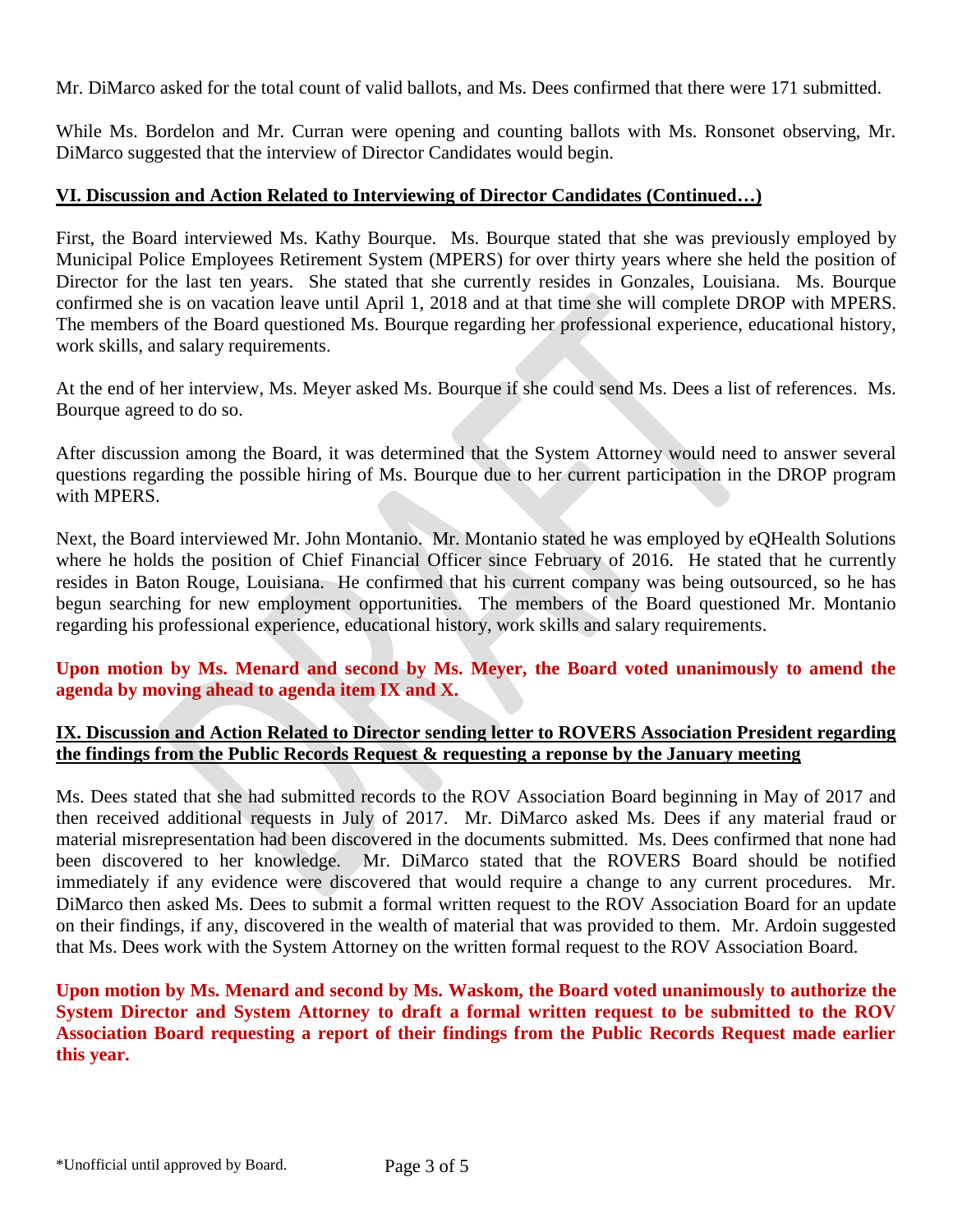Mr. DiMarco asked for the total count of valid ballots, and Ms. Dees confirmed that there were 171 submitted.

While Ms. Bordelon and Mr. Curran were opening and counting ballots with Ms. Ronsonet observing, Mr. DiMarco suggested that the interview of Director Candidates would begin.

## VI. Discussion and Action Related to Interviewing of Director Candidates (Continued…)

First, the Board interviewed Ms. Kathy Bourque. Ms. Bourque stated that she was previously employed by Municipal Police Employees Retirement System (MPERS) for over thirty years where she held the position of Director for the last ten years. She stated that she currently resides in Gonzales, Louisiana. Ms. Bourque confirmed she is on vacation leave until April 1, 2018 and at that time she will complete DROP with MPERS. The members of the Board questioned Ms. Bourque regarding her professional experience, educational history, work skills, and salary requirements.

At the end of her interview, Ms. Meyer asked Ms. Bourque if she could send Ms. Dees a list of references. Ms. Bourque agreed to do so.

After discussion among the Board, it was determined that the System Attorney would need to answer several questions regarding the possible hiring of Ms. Bourque due to her current participation in the DROP program with MPERS.

Next, the Board interviewed Mr. John Montanio. Mr. Montanio stated he was employed by eQHealth Solutions where he holds the position of Chief Financial Officer since February of 2016. He stated that he currently resides in Baton Rouge, Louisiana. He confirmed that his current company was being outsourced, so he has begun searching for new employment opportunities. The members of the Board questioned Mr. Montanio regarding his professional experience, educational history, work skills and salary requirements.

**Upon motion by Ms. Menard and second by Ms. Meyer, the Board voted unanimously to amend the agenda by moving ahead to agenda item IX and X.**

## IX. Discussion and Action Related to Director sending letter to ROVERS Association President regarding the findings from the Public Records Request & requesting a reponse by the January meeting

Ms. Dees stated that she had submitted records to the ROV Association Board beginning in May of 2017 and then received additional requests in July of 2017. Mr. DiMarco asked Ms. Dees if any material fraud or material misrepresentation had been discovered in the documents submitted. Ms. Dees confirmed that none had been discovered to her knowledge. Mr. DiMarco stated that the ROVERS Board should be notified immediately if any evidence were discovered that would require a change to any current procedures. Mr. DiMarco then asked Ms. Dees to submit a formal written request to the ROV Association Board for an update on their findings, if any, discovered in the wealth of material that was provided to them. Mr. Ardoin suggested that Ms. Dees work with the System Attorney on the written formal request to the ROV Association Board.

**Upon motion by Ms. Menard and second by Ms. Waskom, the Board voted unanimously to authorize the System Director and System Attorney to draft a formal written request to be submitted to the ROV Association Board requesting a report of their findings from the Public Records Request made earlier this year.**

*Unofficial until approved by Board.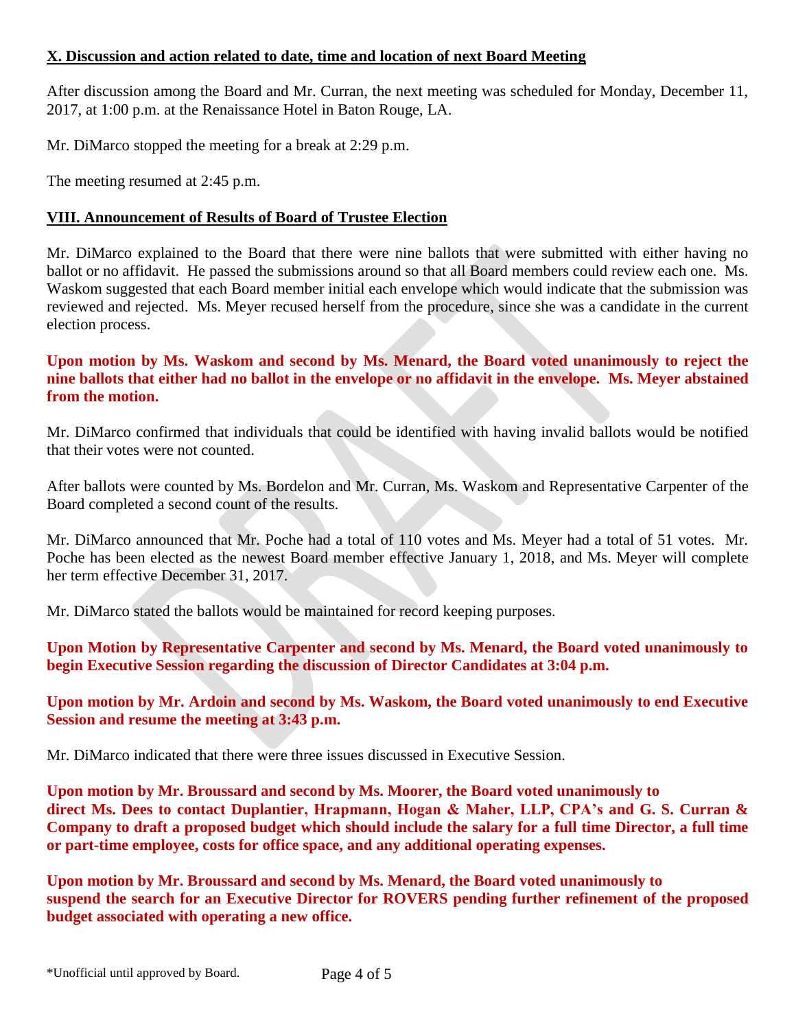**X. Discussion and action related to date, time and location of next Board Meeting**

After discussion among the Board and Mr. Curran, the next meeting was scheduled for Monday, December 11, 2017, at 1:00 p.m. at the Renaissance Hotel in Baton Rouge, LA.

Mr. DiMarco stopped the meeting for a break at 2:29 p.m.

The meeting resumed at 2:45 p.m.

**VIII. Announcement of Results of Board of Trustee Election**

Mr. DiMarco explained to the Board that there were nine ballots that were submitted with either having no ballot or no affidavit. He passed the submissions around so that all Board members could review each one. Ms. Waskom suggested that each Board member initial each envelope which would indicate that the submission was reviewed and rejected. Ms. Meyer recused herself from the procedure, since she was a candidate in the current election process.

**Upon motion by Ms. Waskom and second by Ms. Menard, the Board voted unanimously to reject the nine ballots that either had no ballot in the envelope or no affidavit in the envelope. Ms. Meyer abstained from the motion.**

Mr. DiMarco confirmed that individuals that could be identified with having invalid ballots would be notified that their votes were not counted.

After ballots were counted by Ms. Bordelon and Mr. Curran, Ms. Waskom and Representative Carpenter of the Board completed a second count of the results.

Mr. DiMarco announced that Mr. Poche had a total of 110 votes and Ms. Meyer had a total of 51 votes. Mr. Poche has been elected as the newest Board member effective January 1, 2018, and Ms. Meyer will complete her term effective December 31, 2017.

Mr. DiMarco stated the ballots would be maintained for record keeping purposes.

**Upon Motion by Representative Carpenter and second by Ms. Menard, the Board voted unanimously to begin Executive Session regarding the discussion of Director Candidates at 3:04 p.m.**

**Upon motion by Mr. Ardoin and second by Ms. Waskom, the Board voted unanimously to end Executive Session and resume the meeting at 3:43 p.m.**

Mr. DiMarco indicated that there were three issues discussed in Executive Session.

**Upon motion by Mr. Broussard and second by Ms. Moorer, the Board voted unanimously to direct Ms. Dees to contact Duplantier, Hrapmann, Hogan & Maher, LLP, CPA's and G. S. Curran & Company to draft a proposed budget which should include the salary for a full time Director, a full time or part-time employee, costs for office space, and any additional operating expenses.**

**Upon motion by Mr. Broussard and second by Ms. Menard, the Board voted unanimously to suspend the search for an Executive Director for ROVERS pending further refinement of the proposed budget associated with operating a new office.**

*Unofficial until approved by Board.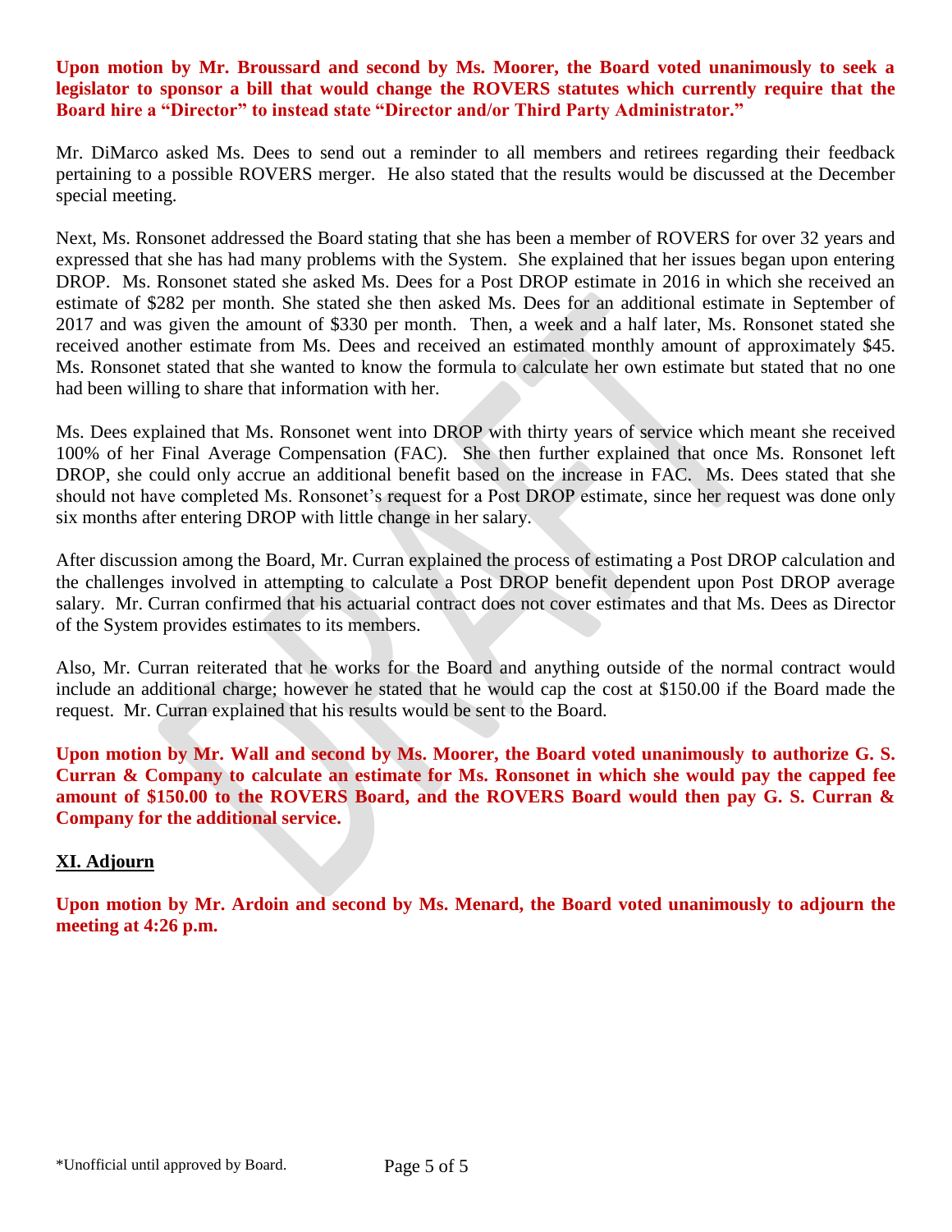**Upon motion by Mr. Broussard and second by Ms. Moorer, the Board voted unanimously to seek a legislator to sponsor a bill that would change the ROVERS statutes which currently require that the Board hire a "Director" to instead state "Director and/or Third Party Administrator."**

Mr. DiMarco asked Ms. Dees to send out a reminder to all members and retirees regarding their feedback pertaining to a possible ROVERS merger. He also stated that the results would be discussed at the December special meeting.

Next, Ms. Ronsonet addressed the Board stating that she has been a member of ROVERS for over 32 years and expressed that she has had many problems with the System. She explained that her issues began upon entering DROP. Ms. Ronsonet stated she asked Ms. Dees for a Post DROP estimate in 2016 in which she received an estimate of $282 per month. She stated she then asked Ms. Dees for an additional estimate in September of 2017 and was given the amount of $330 per month. Then, a week and a half later, Ms. Ronsonet stated she received another estimate from Ms. Dees and received an estimated monthly amount of approximately $45. Ms. Ronsonet stated that she wanted to know the formula to calculate her own estimate but stated that no one had been willing to share that information with her.

Ms. Dees explained that Ms. Ronsonet went into DROP with thirty years of service which meant she received 100% of her Final Average Compensation (FAC). She then further explained that once Ms. Ronsonet left DROP, she could only accrue an additional benefit based on the increase in FAC. Ms. Dees stated that she should not have completed Ms. Ronsonet's request for a Post DROP estimate, since her request was done only six months after entering DROP with little change in her salary.

After discussion among the Board, Mr. Curran explained the process of estimating a Post DROP calculation and the challenges involved in attempting to calculate a Post DROP benefit dependent upon Post DROP average salary. Mr. Curran confirmed that his actuarial contract does not cover estimates and that Ms. Dees as Director of the System provides estimates to its members.

Also, Mr. Curran reiterated that he works for the Board and anything outside of the normal contract would include an additional charge; however he stated that he would cap the cost at $150.00 if the Board made the request. Mr. Curran explained that his results would be sent to the Board.

**Upon motion by Mr. Wall and second by Ms. Moorer, the Board voted unanimously to authorize G. S. Curran & Company to calculate an estimate for Ms. Ronsonet in which she would pay the capped fee amount of $150.00 to the ROVERS Board, and the ROVERS Board would then pay G. S. Curran & Company for the additional service.**

## XI. Adjourn

**Upon motion by Mr. Ardoin and second by Ms. Menard, the Board voted unanimously to adjourn the meeting at 4:26 p.m.**

*Unofficial until approved by Board.